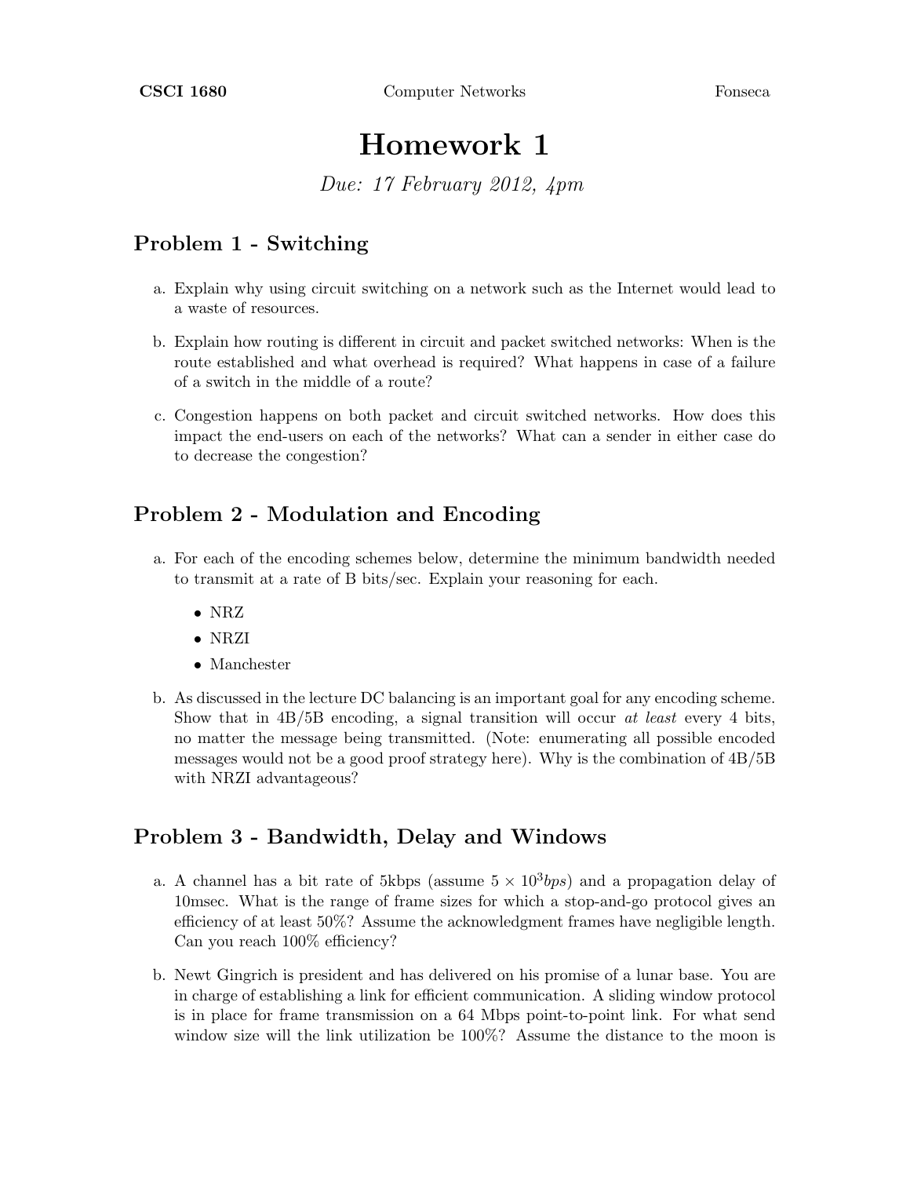**CSCI 1680** Computer Networks Fonseca

# Homework 1

*Due: 17 February 2012, 4pm*

## Problem 1 - Switching

a. Explain why using circuit switching on a network such as the Internet would lead to a waste of resources.

b. Explain how routing is different in circuit and packet switched networks: When is the route established and what overhead is required? What happens in case of a failure of a switch in the middle of a route?

c. Congestion happens on both packet and circuit switched networks. How does this impact the end-users on each of the networks? What can a sender in either case do to decrease the congestion?

## Problem 2 - Modulation and Encoding

a. For each of the encoding schemes below, determine the minimum bandwidth needed to transmit at a rate of B bits/sec. Explain your reasoning for each.

- NRZ
- NRZI
- Manchester

b. As discussed in the lecture DC balancing is an important goal for any encoding scheme. Show that in 4B/5B encoding, a signal transition will occur *at least* every 4 bits, no matter the message being transmitted. (Note: enumerating all possible encoded messages would not be a good proof strategy here). Why is the combination of 4B/5B with NRZI advantageous?

## Problem 3 - Bandwidth, Delay and Windows

a. A channel has a bit rate of 5kbps (assume $5 \times 10^3 bps$) and a propagation delay of 10msec. What is the range of frame sizes for which a stop-and-go protocol gives an efficiency of at least 50%? Assume the acknowledgment frames have negligible length. Can you reach 100% efficiency?

b. Newt Gingrich is president and has delivered on his promise of a lunar base. You are in charge of establishing a link for efficient communication. A sliding window protocol is in place for frame transmission on a 64 Mbps point-to-point link. For what send window size will the link utilization be 100%? Assume the distance to the moon is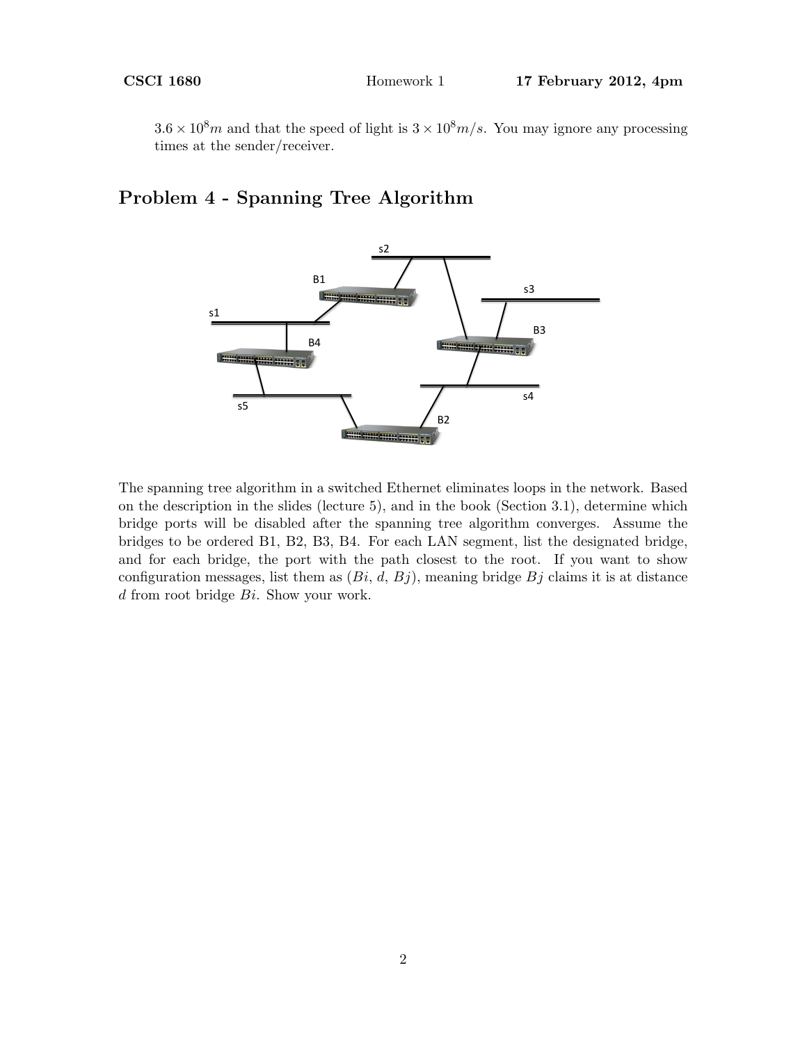$3.6 \times 10^8 m$ and that the speed of light is $3 \times 10^8 m/s$. You may ignore any processing times at the sender/receiver.

## Problem 4 - Spanning Tree Algorithm

s2

B1

s3

s1

B3

B4

s4

s5

B2

The spanning tree algorithm in a switched Ethernet eliminates loops in the network. Based on the description in the slides (lecture 5), and in the book (Section 3.1), determine which bridge ports will be disabled after the spanning tree algorithm converges. Assume the bridges to be ordered B1, B2, B3, B4. For each LAN segment, list the designated bridge, and for each bridge, the port with the path closest to the root. If you want to show configuration messages, list them as ($Bi$, $d$, $Bj$), meaning bridge $Bj$ claims it is at distance $d$ from root bridge $Bi$. Show your work.